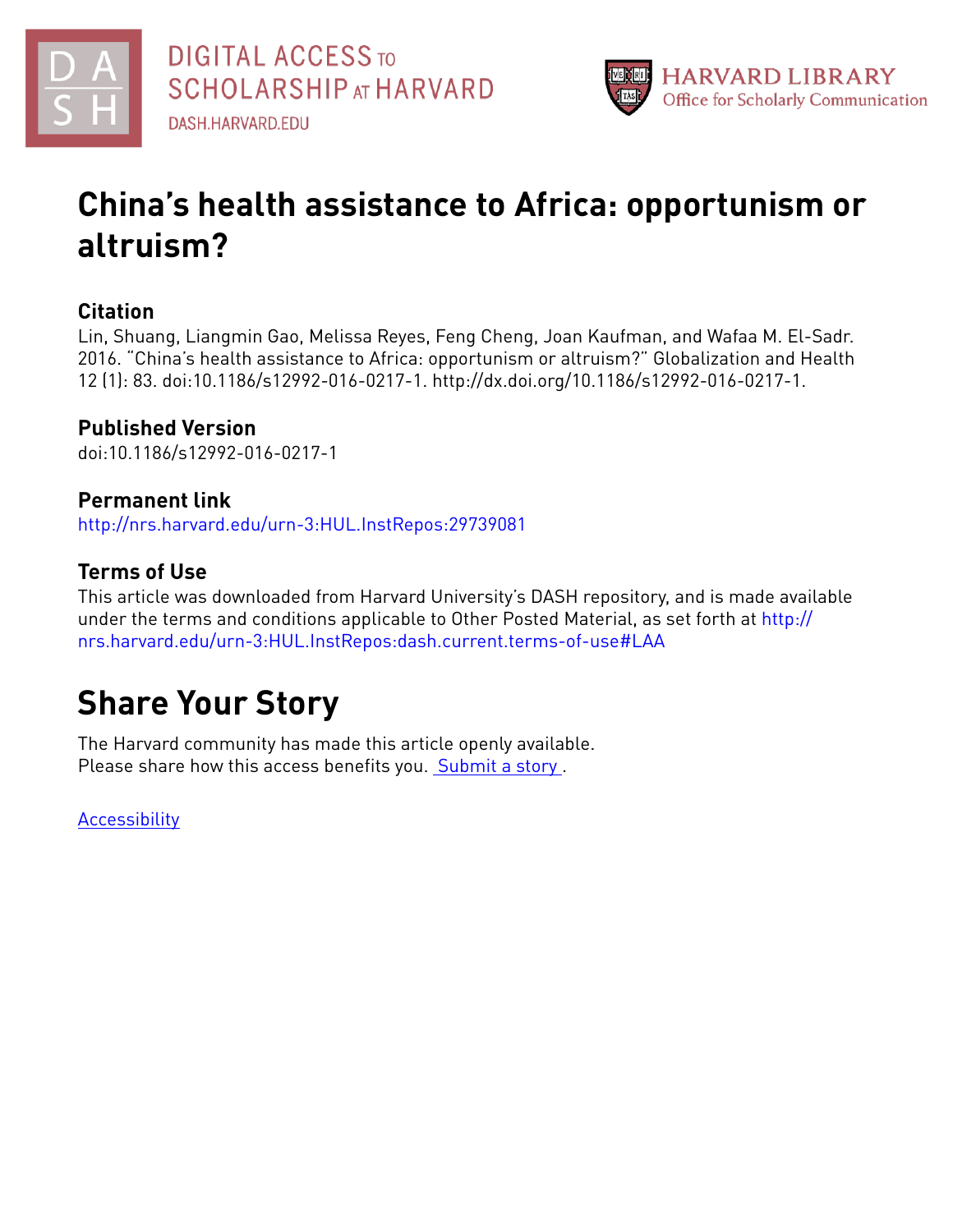DIGITAL ACCESS TO SCHOLARSHIP AT HARVARD

DASH.HARVARD.EDU

HARVARD LIBRARY
Office for Scholarly Communication

# China's health assistance to Africa: opportunism or altruism?

## Citation

Lin, Shuang, Liangmin Gao, Melissa Reyes, Feng Cheng, Joan Kaufman, and Wafaa M. El-Sadr. 2016. "China's health assistance to Africa: opportunism or altruism?" Globalization and Health 12 (1): 83. doi:10.1186/s12992-016-0217-1. http://dx.doi.org/10.1186/s12992-016-0217-1.

## Published Version

doi:10.1186/s12992-016-0217-1

## Permanent link

http://nrs.harvard.edu/urn-3:HUL.InstRepos:29739081

## Terms of Use

This article was downloaded from Harvard University's DASH repository, and is made available under the terms and conditions applicable to Other Posted Material, as set forth at http://nrs.harvard.edu/urn-3:HUL.InstRepos:dash.current.terms-of-use#LAA

# Share Your Story

The Harvard community has made this article openly available.
Please share how this access benefits you. Submit a story .

Accessibility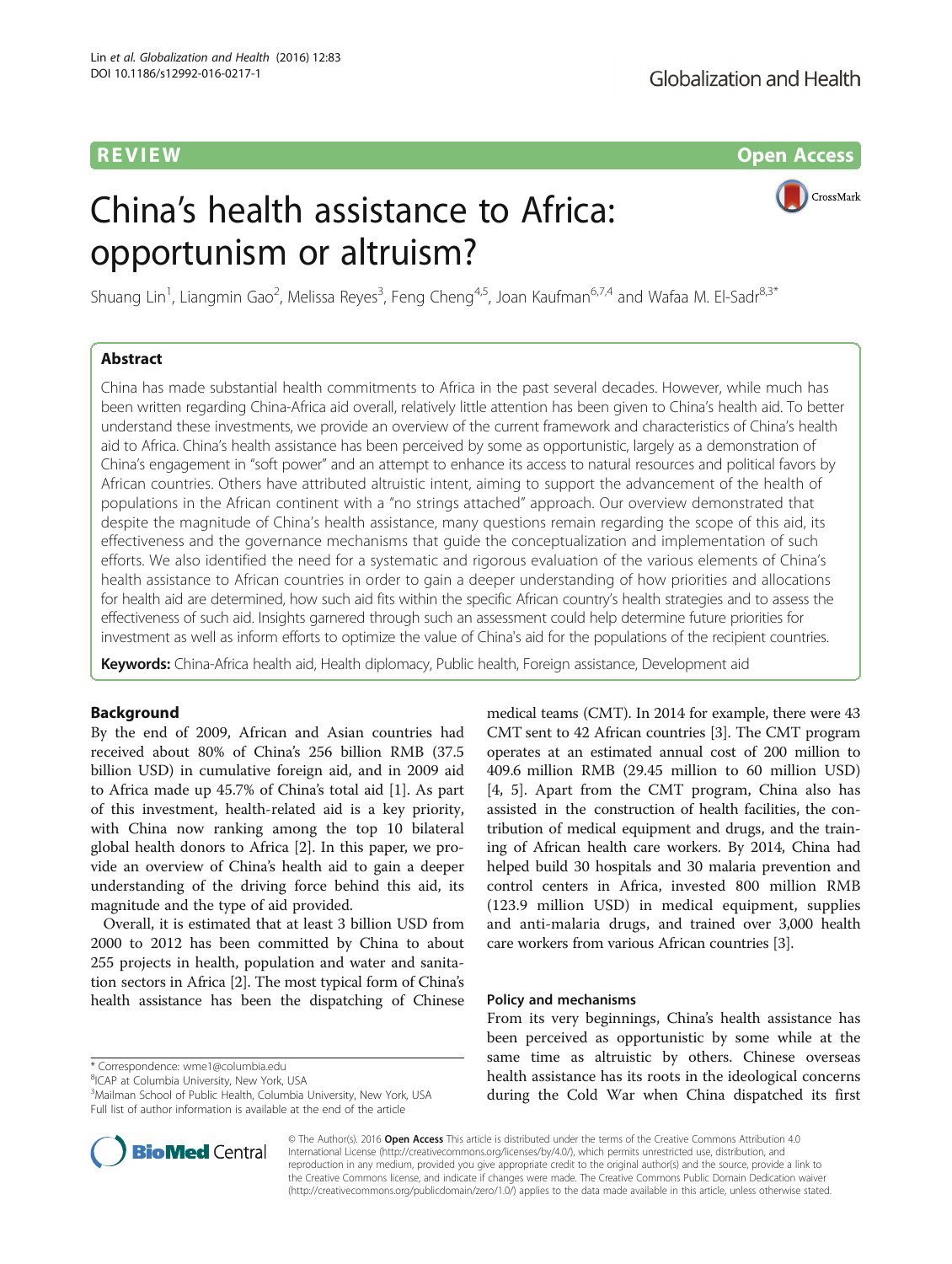# China's health assistance to Africa: opportunism or altruism?

Shuang Lin[1], Liangmin Gao[2], Melissa Reyes[3], Feng Cheng[4,5], Joan Kaufman[6,7,4] and Wafaa M. El-Sadr[8,3*]

## Abstract

China has made substantial health commitments to Africa in the past several decades. However, while much has been written regarding China-Africa aid overall, relatively little attention has been given to China's health aid. To better understand these investments, we provide an overview of the current framework and characteristics of China's health aid to Africa. China's health assistance has been perceived by some as opportunistic, largely as a demonstration of China's engagement in "soft power" and an attempt to enhance its access to natural resources and political favors by African countries. Others have attributed altruistic intent, aiming to support the advancement of the health of populations in the African continent with a "no strings attached" approach. Our overview demonstrated that despite the magnitude of China's health assistance, many questions remain regarding the scope of this aid, its effectiveness and the governance mechanisms that guide the conceptualization and implementation of such efforts. We also identified the need for a systematic and rigorous evaluation of the various elements of China's health assistance to African countries in order to gain a deeper understanding of how priorities and allocations for health aid are determined, how such aid fits within the specific African country's health strategies and to assess the effectiveness of such aid. Insights garnered through such an assessment could help determine future priorities for investment as well as inform efforts to optimize the value of China's aid for the populations of the recipient countries.

**Keywords:** China-Africa health aid, Health diplomacy, Public health, Foreign assistance, Development aid

## Background

By the end of 2009, African and Asian countries had received about 80% of China's 256 billion RMB (37.5 billion USD) in cumulative foreign aid, and in 2009 aid to Africa made up 45.7% of China's total aid [1]. As part of this investment, health-related aid is a key priority, with China now ranking among the top 10 bilateral global health donors to Africa [2]. In this paper, we provide an overview of China's health aid to gain a deeper understanding of the driving force behind this aid, its magnitude and the type of aid provided.

Overall, it is estimated that at least 3 billion USD from 2000 to 2012 has been committed by China to about 255 projects in health, population and water and sanitation sectors in Africa [2]. The most typical form of China's health assistance has been the dispatching of Chinese medical teams (CMT). In 2014 for example, there were 43 CMT sent to 42 African countries [3]. The CMT program operates at an estimated annual cost of 200 million to 409.6 million RMB (29.45 million to 60 million USD) [4, 5]. Apart from the CMT program, China also has assisted in the construction of health facilities, the contribution of medical equipment and drugs, and the training of African health care workers. By 2014, China had helped build 30 hospitals and 30 malaria prevention and control centers in Africa, invested 800 million RMB (123.9 million USD) in medical equipment, supplies and anti-malaria drugs, and trained over 3,000 health care workers from various African countries [3].

### Policy and mechanisms

From its very beginnings, China's health assistance has been perceived as opportunistic by some while at the same time as altruistic by others. Chinese overseas health assistance has its roots in the ideological concerns during the Cold War when China dispatched its first

\* Correspondence: wme1@columbia.edu
[8]ICAP at Columbia University, New York, USA
[3]Mailman School of Public Health, Columbia University, New York, USA
Full list of author information is available at the end of the article

© The Author(s). 2016 **Open Access** This article is distributed under the terms of the Creative Commons Attribution 4.0 International License (http://creativecommons.org/licenses/by/4.0/), which permits unrestricted use, distribution, and reproduction in any medium, provided you give appropriate credit to the original author(s) and the source, provide a link to the Creative Commons license, and indicate if changes were made. The Creative Commons Public Domain Dedication waiver (http://creativecommons.org/publicdomain/zero/1.0/) applies to the data made available in this article, unless otherwise stated.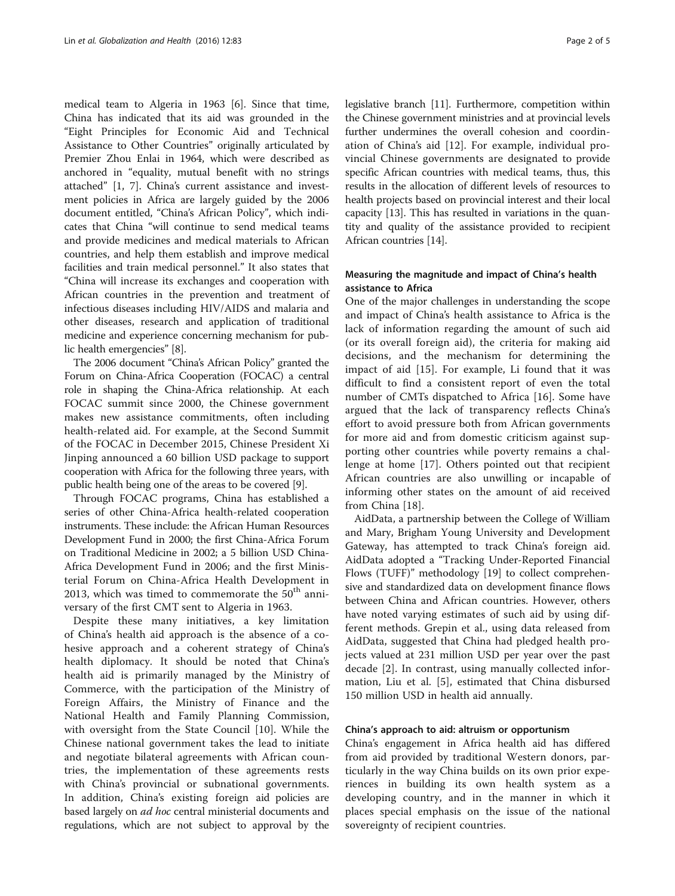medical team to Algeria in 1963 [6]. Since that time, China has indicated that its aid was grounded in the "Eight Principles for Economic Aid and Technical Assistance to Other Countries" originally articulated by Premier Zhou Enlai in 1964, which were described as anchored in "equality, mutual benefit with no strings attached" [1, 7]. China's current assistance and investment policies in Africa are largely guided by the 2006 document entitled, "China's African Policy", which indicates that China "will continue to send medical teams and provide medicines and medical materials to African countries, and help them establish and improve medical facilities and train medical personnel." It also states that "China will increase its exchanges and cooperation with African countries in the prevention and treatment of infectious diseases including HIV/AIDS and malaria and other diseases, research and application of traditional medicine and experience concerning mechanism for public health emergencies" [8].

The 2006 document "China's African Policy" granted the Forum on China-Africa Cooperation (FOCAC) a central role in shaping the China-Africa relationship. At each FOCAC summit since 2000, the Chinese government makes new assistance commitments, often including health-related aid. For example, at the Second Summit of the FOCAC in December 2015, Chinese President Xi Jinping announced a 60 billion USD package to support cooperation with Africa for the following three years, with public health being one of the areas to be covered [9].

Through FOCAC programs, China has established a series of other China-Africa health-related cooperation instruments. These include: the African Human Resources Development Fund in 2000; the first China-Africa Forum on Traditional Medicine in 2002; a 5 billion USD China-Africa Development Fund in 2006; and the first Ministerial Forum on China-Africa Health Development in 2013, which was timed to commemorate the 50th anniversary of the first CMT sent to Algeria in 1963.

Despite these many initiatives, a key limitation of China's health aid approach is the absence of a cohesive approach and a coherent strategy of China's health diplomacy. It should be noted that China's health aid is primarily managed by the Ministry of Commerce, with the participation of the Ministry of Foreign Affairs, the Ministry of Finance and the National Health and Family Planning Commission, with oversight from the State Council [10]. While the Chinese national government takes the lead to initiate and negotiate bilateral agreements with African countries, the implementation of these agreements rests with China's provincial or subnational governments. In addition, China's existing foreign aid policies are based largely on *ad hoc* central ministerial documents and regulations, which are not subject to approval by the legislative branch [11]. Furthermore, competition within the Chinese government ministries and at provincial levels further undermines the overall cohesion and coordination of China's aid [12]. For example, individual provincial Chinese governments are designated to provide specific African countries with medical teams, thus, this results in the allocation of different levels of resources to health projects based on provincial interest and their local capacity [13]. This has resulted in variations in the quantity and quality of the assistance provided to recipient African countries [14].

### Measuring the magnitude and impact of China's health assistance to Africa

One of the major challenges in understanding the scope and impact of China's health assistance to Africa is the lack of information regarding the amount of such aid (or its overall foreign aid), the criteria for making aid decisions, and the mechanism for determining the impact of aid [15]. For example, Li found that it was difficult to find a consistent report of even the total number of CMTs dispatched to Africa [16]. Some have argued that the lack of transparency reflects China's effort to avoid pressure both from African governments for more aid and from domestic criticism against supporting other countries while poverty remains a challenge at home [17]. Others pointed out that recipient African countries are also unwilling or incapable of informing other states on the amount of aid received from China [18].

AidData, a partnership between the College of William and Mary, Brigham Young University and Development Gateway, has attempted to track China's foreign aid. AidData adopted a "Tracking Under-Reported Financial Flows (TUFF)" methodology [19] to collect comprehensive and standardized data on development finance flows between China and African countries. However, others have noted varying estimates of such aid by using different methods. Grepin et al., using data released from AidData, suggested that China had pledged health projects valued at 231 million USD per year over the past decade [2]. In contrast, using manually collected information, Liu et al. [5], estimated that China disbursed 150 million USD in health aid annually.

### China's approach to aid: altruism or opportunism

China's engagement in Africa health aid has differed from aid provided by traditional Western donors, particularly in the way China builds on its own prior experiences in building its own health system as a developing country, and in the manner in which it places special emphasis on the issue of the national sovereignty of recipient countries.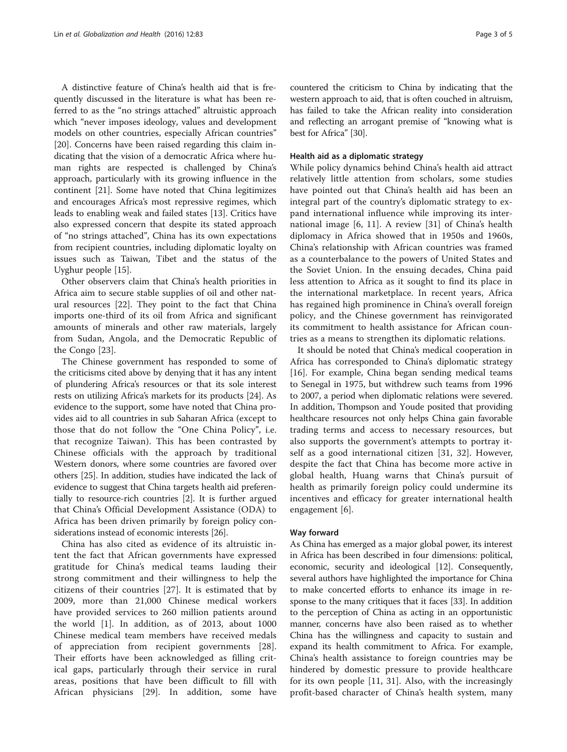A distinctive feature of China's health aid that is frequently discussed in the literature is what has been referred to as the "no strings attached" altruistic approach which "never imposes ideology, values and development models on other countries, especially African countries" [20]. Concerns have been raised regarding this claim indicating that the vision of a democratic Africa where human rights are respected is challenged by China's approach, particularly with its growing influence in the continent [21]. Some have noted that China legitimizes and encourages Africa's most repressive regimes, which leads to enabling weak and failed states [13]. Critics have also expressed concern that despite its stated approach of "no strings attached", China has its own expectations from recipient countries, including diplomatic loyalty on issues such as Taiwan, Tibet and the status of the Uyghur people [15].

Other observers claim that China's health priorities in Africa aim to secure stable supplies of oil and other natural resources [22]. They point to the fact that China imports one-third of its oil from Africa and significant amounts of minerals and other raw materials, largely from Sudan, Angola, and the Democratic Republic of the Congo [23].

The Chinese government has responded to some of the criticisms cited above by denying that it has any intent of plundering Africa's resources or that its sole interest rests on utilizing Africa's markets for its products [24]. As evidence to the support, some have noted that China provides aid to all countries in sub Saharan Africa (except to those that do not follow the "One China Policy", i.e. that recognize Taiwan). This has been contrasted by Chinese officials with the approach by traditional Western donors, where some countries are favored over others [25]. In addition, studies have indicated the lack of evidence to suggest that China targets health aid preferentially to resource-rich countries [2]. It is further argued that China's Official Development Assistance (ODA) to Africa has been driven primarily by foreign policy considerations instead of economic interests [26].

China has also cited as evidence of its altruistic intent the fact that African governments have expressed gratitude for China's medical teams lauding their strong commitment and their willingness to help the citizens of their countries [27]. It is estimated that by 2009, more than 21,000 Chinese medical workers have provided services to 260 million patients around the world [1]. In addition, as of 2013, about 1000 Chinese medical team members have received medals of appreciation from recipient governments [28]. Their efforts have been acknowledged as filling critical gaps, particularly through their service in rural areas, positions that have been difficult to fill with African physicians [29]. In addition, some have countered the criticism to China by indicating that the western approach to aid, that is often couched in altruism, has failed to take the African reality into consideration and reflecting an arrogant premise of "knowing what is best for Africa" [30].

### Health aid as a diplomatic strategy

While policy dynamics behind China's health aid attract relatively little attention from scholars, some studies have pointed out that China's health aid has been an integral part of the country's diplomatic strategy to expand international influence while improving its international image [6, 11]. A review [31] of China's health diplomacy in Africa showed that in 1950s and 1960s, China's relationship with African countries was framed as a counterbalance to the powers of United States and the Soviet Union. In the ensuing decades, China paid less attention to Africa as it sought to find its place in the international marketplace. In recent years, Africa has regained high prominence in China's overall foreign policy, and the Chinese government has reinvigorated its commitment to health assistance for African countries as a means to strengthen its diplomatic relations.

It should be noted that China's medical cooperation in Africa has corresponded to China's diplomatic strategy [16]. For example, China began sending medical teams to Senegal in 1975, but withdrew such teams from 1996 to 2007, a period when diplomatic relations were severed. In addition, Thompson and Youde posited that providing healthcare resources not only helps China gain favorable trading terms and access to necessary resources, but also supports the government's attempts to portray itself as a good international citizen [31, 32]. However, despite the fact that China has become more active in global health, Huang warns that China's pursuit of health as primarily foreign policy could undermine its incentives and efficacy for greater international health engagement [6].

### Way forward

As China has emerged as a major global power, its interest in Africa has been described in four dimensions: political, economic, security and ideological [12]. Consequently, several authors have highlighted the importance for China to make concerted efforts to enhance its image in response to the many critiques that it faces [33]. In addition to the perception of China as acting in an opportunistic manner, concerns have also been raised as to whether China has the willingness and capacity to sustain and expand its health commitment to Africa. For example, China's health assistance to foreign countries may be hindered by domestic pressure to provide healthcare for its own people [11, 31]. Also, with the increasingly profit-based character of China's health system, many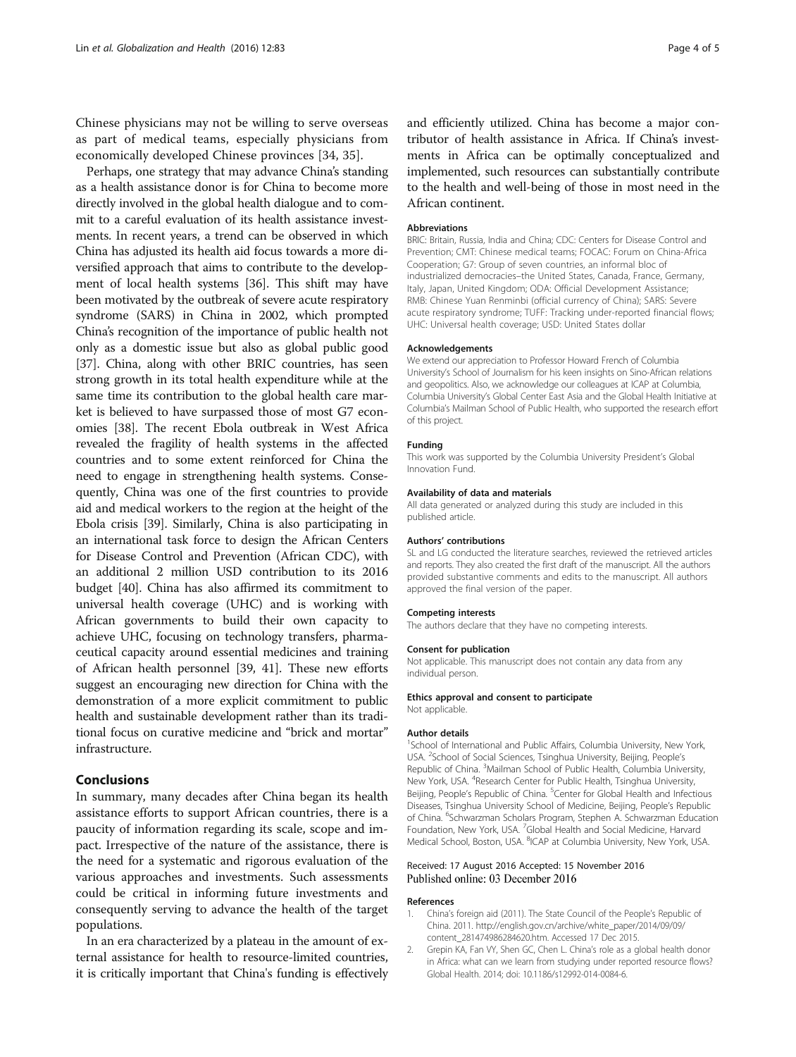Chinese physicians may not be willing to serve overseas as part of medical teams, especially physicians from economically developed Chinese provinces [34, 35].

Perhaps, one strategy that may advance China's standing as a health assistance donor is for China to become more directly involved in the global health dialogue and to commit to a careful evaluation of its health assistance investments. In recent years, a trend can be observed in which China has adjusted its health aid focus towards a more diversified approach that aims to contribute to the development of local health systems [36]. This shift may have been motivated by the outbreak of severe acute respiratory syndrome (SARS) in China in 2002, which prompted China's recognition of the importance of public health not only as a domestic issue but also as global public good [37]. China, along with other BRIC countries, has seen strong growth in its total health expenditure while at the same time its contribution to the global health care market is believed to have surpassed those of most G7 economies [38]. The recent Ebola outbreak in West Africa revealed the fragility of health systems in the affected countries and to some extent reinforced for China the need to engage in strengthening health systems. Consequently, China was one of the first countries to provide aid and medical workers to the region at the height of the Ebola crisis [39]. Similarly, China is also participating in an international task force to design the African Centers for Disease Control and Prevention (African CDC), with an additional 2 million USD contribution to its 2016 budget [40]. China has also affirmed its commitment to universal health coverage (UHC) and is working with African governments to build their own capacity to achieve UHC, focusing on technology transfers, pharmaceutical capacity around essential medicines and training of African health personnel [39, 41]. These new efforts suggest an encouraging new direction for China with the demonstration of a more explicit commitment to public health and sustainable development rather than its traditional focus on curative medicine and "brick and mortar" infrastructure.

## Conclusions

In summary, many decades after China began its health assistance efforts to support African countries, there is a paucity of information regarding its scale, scope and impact. Irrespective of the nature of the assistance, there is the need for a systematic and rigorous evaluation of the various approaches and investments. Such assessments could be critical in informing future investments and consequently serving to advance the health of the target populations.

In an era characterized by a plateau in the amount of external assistance for health to resource-limited countries, it is critically important that China's funding is effectively and efficiently utilized. China has become a major contributor of health assistance in Africa. If China's investments in Africa can be optimally conceptualized and implemented, such resources can substantially contribute to the health and well-being of those in most need in the African continent.

#### Abbreviations

BRIC: Britain, Russia, India and China; CDC: Centers for Disease Control and Prevention; CMT: Chinese medical teams; FOCAC: Forum on China-Africa Cooperation; G7: Group of seven countries, an informal bloc of industrialized democracies–the United States, Canada, France, Germany, Italy, Japan, United Kingdom; ODA: Official Development Assistance; RMB: Chinese Yuan Renminbi (official currency of China); SARS: Severe acute respiratory syndrome; TUFF: Tracking under-reported financial flows; UHC: Universal health coverage; USD: United States dollar

#### Acknowledgements

We extend our appreciation to Professor Howard French of Columbia University's School of Journalism for his keen insights on Sino-African relations and geopolitics. Also, we acknowledge our colleagues at ICAP at Columbia, Columbia University's Global Center East Asia and the Global Health Initiative at Columbia's Mailman School of Public Health, who supported the research effort of this project.

#### Funding

This work was supported by the Columbia University President's Global Innovation Fund.

#### Availability of data and materials

All data generated or analyzed during this study are included in this published article.

#### Authors' contributions

SL and LG conducted the literature searches, reviewed the retrieved articles and reports. They also created the first draft of the manuscript. All the authors provided substantive comments and edits to the manuscript. All authors approved the final version of the paper.

#### Competing interests

The authors declare that they have no competing interests.

#### Consent for publication

Not applicable. This manuscript does not contain any data from any individual person.

#### Ethics approval and consent to participate

Not applicable.

#### Author details

[1]School of International and Public Affairs, Columbia University, New York, USA. [2]School of Social Sciences, Tsinghua University, Beijing, People's Republic of China. [3]Mailman School of Public Health, Columbia University, New York, USA. [4]Research Center for Public Health, Tsinghua University, Beijing, People's Republic of China. [5]Center for Global Health and Infectious Diseases, Tsinghua University School of Medicine, Beijing, People's Republic of China. [6]Schwarzman Scholars Program, Stephen A. Schwarzman Education Foundation, New York, USA. [7]Global Health and Social Medicine, Harvard Medical School, Boston, USA. [8]ICAP at Columbia University, New York, USA.

Received: 17 August 2016 Accepted: 15 November 2016
Published online: 03 December 2016

#### References

1. China's foreign aid (2011). The State Council of the People's Republic of China. 2011. http://english.gov.cn/archive/white_paper/2014/09/09/content_281474986284620.htm. Accessed 17 Dec 2015.
2. Grepin KA, Fan VY, Shen GC, Chen L. China's role as a global health donor in Africa: what can we learn from studying under reported resource flows? Global Health. 2014; doi: 10.1186/s12992-014-0084-6.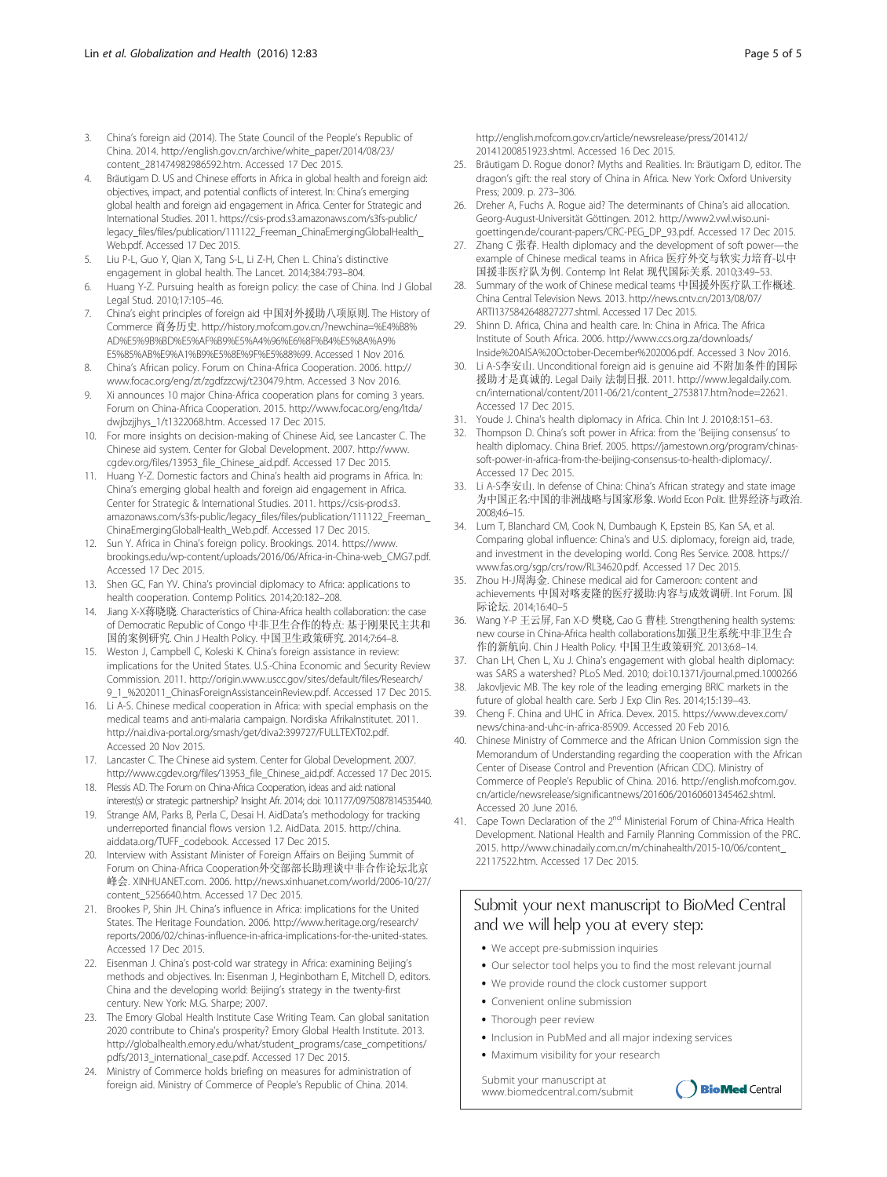3. China's foreign aid (2014). The State Council of the People's Republic of China. 2014. http://english.gov.cn/archive/white_paper/2014/08/23/content_281474982986592.htm. Accessed 17 Dec 2015.
4. Bräutigam D. US and Chinese efforts in Africa in global health and foreign aid: objectives, impact, and potential conflicts of interest. In: China's emerging global health and foreign aid engagement in Africa. Center for Strategic and International Studies. 2011. https://csis-prod.s3.amazonaws.com/s3fs-public/legacy_files/files/publication/111122_Freeman_ChinaEmergingGlobalHealth_Web.pdf. Accessed 17 Dec 2015.
5. Liu P-L, Guo Y, Qian X, Tang S-L, Li Z-H, Chen L. China's distinctive engagement in global health. The Lancet. 2014;384:793–804.
6. Huang Y-Z. Pursuing health as foreign policy: the case of China. Ind J Global Legal Stud. 2010;17:105–46.
7. China's eight principles of foreign aid 中国对外援助八项原则. The History of Commerce 商务历史. http://history.mofcom.gov.cn/?newchina=%E4%B8%AD%E5%9B%BD%E5%AF%B9%E5%A4%96%E6%8F%B4%E5%8A%A9%E5%85%AB%E9%A1%B9%E5%8E%9F%E5%88%99. Accessed 1 Nov 2016.
8. China's African policy. Forum on China-Africa Cooperation. 2006. http://www.focac.org/eng/zt/zgdfzzcwj/t230479.htm. Accessed 3 Nov 2016.
9. Xi announces 10 major China-Africa cooperation plans for coming 3 years. Forum on China-Africa Cooperation. 2015. http://www.focac.org/eng/ltda/dwjbzjjhys_1/t1322068.htm. Accessed 17 Dec 2015.
10. For more insights on decision-making of Chinese Aid, see Lancaster C. The Chinese aid system. Center for Global Development. 2007. http://www.cgdev.org/files/13953_file_Chinese_aid.pdf. Accessed 17 Dec 2015.
11. Huang Y-Z. Domestic factors and China's health aid programs in Africa. In: China's emerging global health and foreign aid engagement in Africa. Center for Strategic & International Studies. 2011. https://csis-prod.s3.amazonaws.com/s3fs-public/legacy_files/files/publication/111122_Freeman_ChinaEmergingGlobalHealth_Web.pdf. Accessed 17 Dec 2015.
12. Sun Y. Africa in China's foreign policy. Brookings. 2014. https://www.brookings.edu/wp-content/uploads/2016/06/Africa-in-China-web_CMG7.pdf. Accessed 17 Dec 2015.
13. Shen GC, Fan YV. China's provincial diplomacy to Africa: applications to health cooperation. Contemp Politics. 2014;20:182–208.
14. Jiang X-X蒋晓晓. Characteristics of China-Africa health collaboration: the case of Democratic Republic of Congo 中非卫生合作的特点: 基于刚果民主共和国的案例研究. Chin J Health Policy. 中国卫生政策研究. 2014;7:64–8.
15. Weston J, Campbell C, Koleski K. China's foreign assistance in review: implications for the United States. U.S.-China Economic and Security Review Commission. 2011. http://origin.www.uscc.gov/sites/default/files/Research/9_1_%202011_ChinasForeignAssistanceinReview.pdf. Accessed 17 Dec 2015.
16. Li A-S. Chinese medical cooperation in Africa: with special emphasis on the medical teams and anti-malaria campaign. Nordiska AfrikaInstitutet. 2011. http://nai.diva-portal.org/smash/get/diva2:399727/FULLTEXT02.pdf. Accessed 20 Nov 2015.
17. Lancaster C. The Chinese aid system. Center for Global Development. 2007. http://www.cgdev.org/files/13953_file_Chinese_aid.pdf. Accessed 17 Dec 2015.
18. Plessis AD. The Forum on China-Africa Cooperation, ideas and aid: national interest(s) or strategic partnership? Insight Afr. 2014; doi: 10.1177/0975087814535440.
19. Strange AM, Parks B, Perla C, Desai H. AidData's methodology for tracking underreported financial flows version 1.2. AidData. 2015. http://china.aiddata.org/TUFF_codebook. Accessed 17 Dec 2015.
20. Interview with Assistant Minister of Foreign Affairs on Beijing Summit of Forum on China-Africa Cooperation外交部部长助理谈中非合作论坛北京峰会. XINHUANET.com. 2006. http://news.xinhuanet.com/world/2006-10/27/content_5256640.htm. Accessed 17 Dec 2015.
21. Brookes P, Shin JH. China's influence in Africa: implications for the United States. The Heritage Foundation. 2006. http://www.heritage.org/research/reports/2006/02/chinas-influence-in-africa-implications-for-the-united-states. Accessed 17 Dec 2015.
22. Eisenman J. China's post-cold war strategy in Africa: examining Beijing's methods and objectives. In: Eisenman J, Heginbotham E, Mitchell D, editors. China and the developing world: Beijing's strategy in the twenty-first century. New York: M.G. Sharpe; 2007.
23. The Emory Global Health Institute Case Writing Team. Can global sanitation 2020 contribute to China's prosperity? Emory Global Health Institute. 2013. http://globalhealth.emory.edu/what/student_programs/case_competitions/pdfs/2013_international_case.pdf. Accessed 17 Dec 2015.
24. Ministry of Commerce holds briefing on measures for administration of foreign aid. Ministry of Commerce of People's Republic of China. 2014. http://english.mofcom.gov.cn/article/newsrelease/press/201412/20141200851923.shtml. Accessed 16 Dec 2015.
25. Bräutigam D. Rogue donor? Myths and Realities. In: Bräutigam D, editor. The dragon's gift: the real story of China in Africa. New York: Oxford University Press; 2009. p. 273–306.
26. Dreher A, Fuchs A. Rogue aid? The determinants of China's aid allocation. Georg-August-Universität Göttingen. 2012. http://www2.vwl.wiso.uni-goettingen.de/courant-papers/CRC-PEG_DP_93.pdf. Accessed 17 Dec 2015.
27. Zhang C 张春. Health diplomacy and the development of soft power—the example of Chinese medical teams in Africa 医疗外交与软实力培育-以中国援非医疗队为例. Contemp Int Relat 现代国际关系. 2010;3:49–53.
28. Summary of the work of Chinese medical teams 中国援外医疗队工作概述. China Central Television News. 2013. http://news.cntv.cn/2013/08/07/ARTI1375842648827277.shtml. Accessed 17 Dec 2015.
29. Shinn D. Africa, China and health care. In: China in Africa. The Africa Institute of South Africa. 2006. http://www.ccs.org.za/downloads/Inside%20AISA%20October-December%202006.pdf. Accessed 3 Nov 2016.
30. Li A-S李安山. Unconditional foreign aid is genuine aid 不附加条件的国际援助才是真诚的. Legal Daily 法制日报. 2011. http://www.legaldaily.com.cn/international/content/2011-06/21/content_2753817.htm?node=22621. Accessed 17 Dec 2015.
31. Youde J. China's health diplomacy in Africa. Chin Int J. 2010;8:151–63.
32. Thompson D. China's soft power in Africa: from the 'Beijing consensus' to health diplomacy. China Brief. 2005. https://jamestown.org/program/chinas-soft-power-in-africa-from-the-beijing-consensus-to-health-diplomacy/. Accessed 17 Dec 2015.
33. Li A-S李安山. In defense of China: China's African strategy and state image 为中国正名:中国的非洲战略与国家形象. World Econ Polit. 世界经济与政治. 2008;4:6–15.
34. Lum T, Blanchard CM, Cook N, Dumbaugh K, Epstein BS, Kan SA, et al. Comparing global influence: China's and U.S. diplomacy, foreign aid, trade, and investment in the developing world. Cong Res Service. 2008. https://www.fas.org/sgp/crs/row/RL34620.pdf. Accessed 17 Dec 2015.
35. Zhou H-J周海金. Chinese medical aid for Cameroon: content and achievements 中国对喀麦隆的医疗援助:内容与成效调研. Int Forum. 国际论坛. 2014;16:40–5
36. Wang Y-P 王云屏, Fan X-D 樊晓, Cao G 曹桂. Strengthening health systems: new course in China-Africa health collaborations加强卫生系统:中非卫生合作的新航向. Chin J Health Policy. 中国卫生政策研究. 2013;6:8–14.
37. Chan LH, Chen L, Xu J. China's engagement with global health diplomacy: was SARS a watershed? PLoS Med. 2010; doi:10.1371/journal.pmed.1000266
38. Jakovljevic MB. The key role of the leading emerging BRIC markets in the future of global health care. Serb J Exp Clin Res. 2014;15:139–43.
39. Cheng F. China and UHC in Africa. Devex. 2015. https://www.devex.com/news/china-and-uhc-in-africa-85909. Accessed 20 Feb 2016.
40. Chinese Ministry of Commerce and the African Union Commission sign the Memorandum of Understanding regarding the cooperation with the African Center of Disease Control and Prevention (African CDC). Ministry of Commerce of People's Republic of China. 2016. http://english.mofcom.gov.cn/article/newsrelease/significantnews/201606/20160601345462.shtml. Accessed 20 June 2016.
41. Cape Town Declaration of the 2nd Ministerial Forum of China-Africa Health Development. National Health and Family Planning Commission of the PRC. 2015. http://www.chinadaily.com.cn/m/chinahealth/2015-10/06/content_22117522.htm. Accessed 17 Dec 2015.

Submit your next manuscript to BioMed Central and we will help you at every step:

- We accept pre-submission inquiries
- Our selector tool helps you to find the most relevant journal
- We provide round the clock customer support
- Convenient online submission
- Thorough peer review
- Inclusion in PubMed and all major indexing services
- Maximum visibility for your research

Submit your manuscript at www.biomedcentral.com/submit

BioMed Central